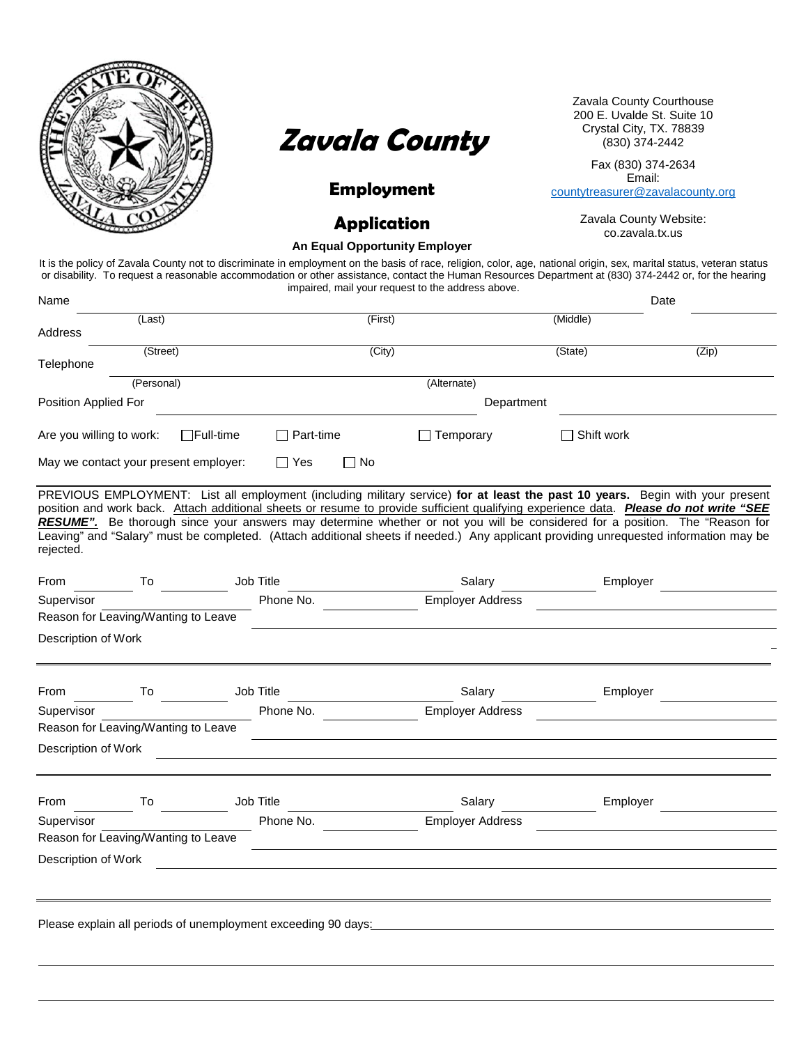# Zavala County

## Employment Application

Zavala County Courthouse
200 E. Uvalde St. Suite 10
Crystal City, TX. 78839
(830) 374-2442

Fax (830) 374-2634
Email:
countytreasurer@zavalacounty.org

Zavala County Website:
co.zavala.tx.us

**An Equal Opportunity Employer**

It is the policy of Zavala County not to discriminate in employment on the basis of race, religion, color, age, national origin, sex, marital status, veteran status or disability. To request a reasonable accommodation or other assistance, contact the Human Resources Department at (830) 374-2442 or, for the hearing impaired, mail your request to the address above.

Name ______________________________________________ Date __________
(Last) (First) (Middle)

Address ______________________________________________
(Street) (City) (State) (Zip)

Telephone ______________________________________________
(Personal) (Alternate)

Position Applied For ____________________ Department ____________________

Are you willing to work: ☐ Full-time ☐ Part-time ☐ Temporary ☐ Shift work

May we contact your present employer: ☐ Yes ☐ No

PREVIOUS EMPLOYMENT: List all employment (including military service) **for at least the past 10 years.** Begin with your present position and work back. Attach additional sheets or resume to provide sufficient qualifying experience data. ***Please do not write "SEE RESUME".*** Be thorough since your answers may determine whether or not you will be considered for a position. The "Reason for Leaving" and "Salary" must be completed. (Attach additional sheets if needed.) Any applicant providing unrequested information may be rejected.

From ________ To ________ Job Title ____________________ Salary __________ Employer __________

Supervisor ____________________ Phone No. __________ Employer Address ____________________

Reason for Leaving/Wanting to Leave ______________________________________________

Description of Work ______________________________________________

---

From ________ To ________ Job Title ____________________ Salary __________ Employer __________

Supervisor ____________________ Phone No. __________ Employer Address ____________________

Reason for Leaving/Wanting to Leave ______________________________________________

Description of Work ______________________________________________

---

From ________ To ________ Job Title ____________________ Salary __________ Employer __________

Supervisor ____________________ Phone No. __________ Employer Address ____________________

Reason for Leaving/Wanting to Leave ______________________________________________

Description of Work ______________________________________________

---

Please explain all periods of unemployment exceeding 90 days: ______________________________________________

______________________________________________

______________________________________________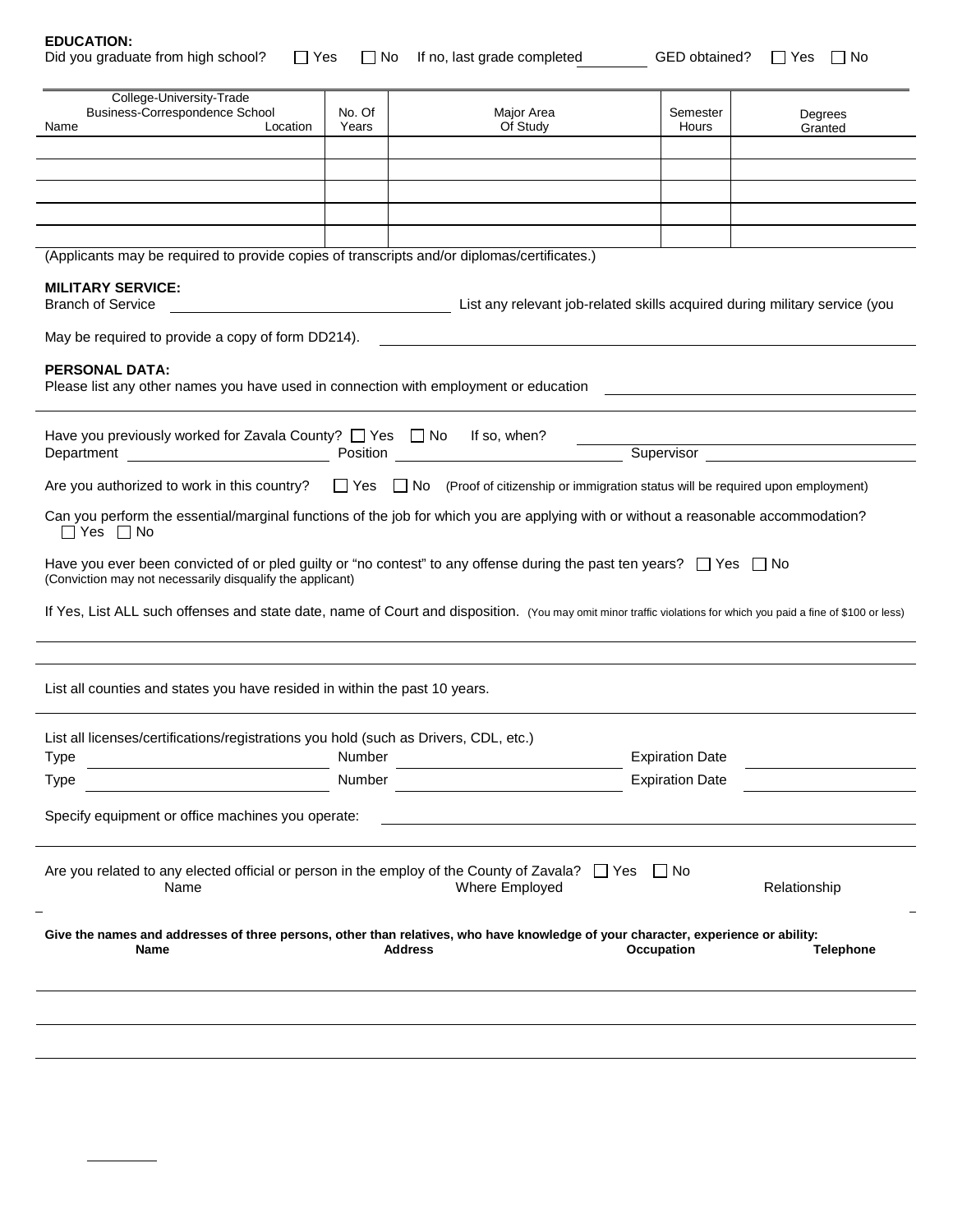**EDUCATION:**

Did you graduate from high school? ☐ Yes ☐ No If no, last grade completed ________ GED obtained? ☐ Yes ☐ No

| College-University-Trade Business-Correspondence School Name Location | No. Of Years | Major Area Of Study | Semester Hours | Degrees Granted |
|---|---|---|---|---|
| | | | | |
| | | | | |
| | | | | |
| | | | | |
| | | | | |

(Applicants may be required to provide copies of transcripts and/or diplomas/certificates.)

**MILITARY SERVICE:**

Branch of Service ______________________ List any relevant job-related skills acquired during military service (you May be required to provide a copy of form DD214). ______________________

**PERSONAL DATA:**

Please list any other names you have used in connection with employment or education ______________________

Have you previously worked for Zavala County? ☐ Yes ☐ No If so, when? ______________________

Department ______________ Position ______________ Supervisor ______________

Are you authorized to work in this country? ☐ Yes ☐ No (Proof of citizenship or immigration status will be required upon employment)

Can you perform the essential/marginal functions of the job for which you are applying with or without a reasonable accommodation? ☐ Yes ☐ No

Have you ever been convicted of or pled guilty or "no contest" to any offense during the past ten years? ☐ Yes ☐ No
(Conviction may not necessarily disqualify the applicant)

If Yes, List ALL such offenses and state date, name of Court and disposition. (You may omit minor traffic violations for which you paid a fine of $100 or less)

______________________

______________________

List all counties and states you have resided in within the past 10 years.

______________________

List all licenses/certifications/registrations you hold (such as Drivers, CDL, etc.)

Type ______________ Number ______________ Expiration Date ______________

Type ______________ Number ______________ Expiration Date ______________

Specify equipment or office machines you operate: ______________________

Are you related to any elected official or person in the employ of the County of Zavala? ☐ Yes ☐ No

| Name | Where Employed | Relationship |
|---|---|---|
| | | |

**Give the names and addresses of three persons, other than relatives, who have knowledge of your character, experience or ability:**

| Name | Address | Occupation | Telephone |
|---|---|---|---|
| | | | |
| | | | |
| | | | |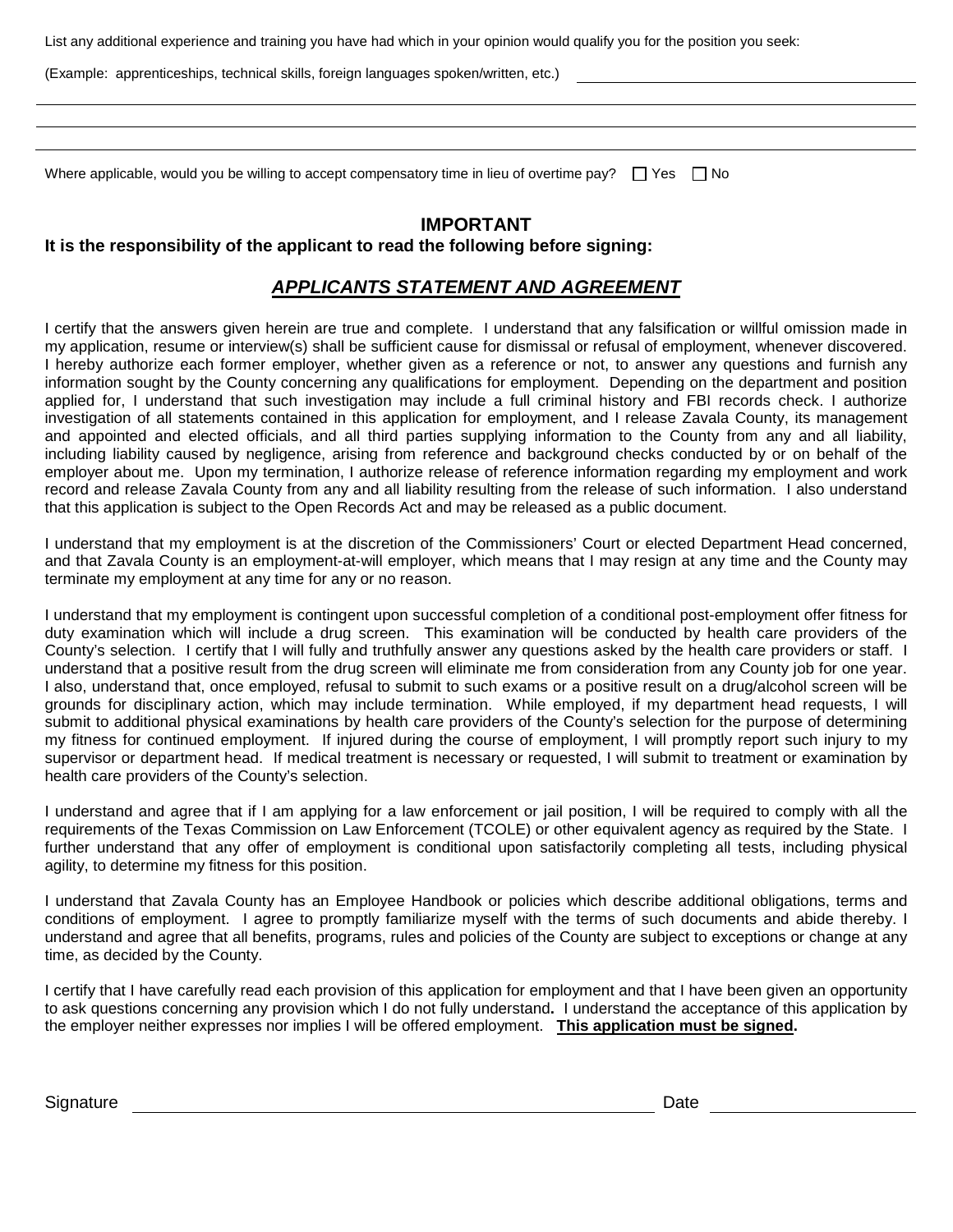List any additional experience and training you have had which in your opinion would qualify you for the position you seek:

(Example: apprenticeships, technical skills, foreign languages spoken/written, etc.) ______________________________

______________________________________________________________________________

______________________________________________________________________________

______________________________________________________________________________

Where applicable, would you be willing to accept compensatory time in lieu of overtime pay? ☐ Yes ☐ No

## IMPORTANT

**It is the responsibility of the applicant to read the following before signing:**

## ***APPLICANTS STATEMENT AND AGREEMENT***

I certify that the answers given herein are true and complete. I understand that any falsification or willful omission made in my application, resume or interview(s) shall be sufficient cause for dismissal or refusal of employment, whenever discovered. I hereby authorize each former employer, whether given as a reference or not, to answer any questions and furnish any information sought by the County concerning any qualifications for employment. Depending on the department and position applied for, I understand that such investigation may include a full criminal history and FBI records check. I authorize investigation of all statements contained in this application for employment, and I release Zavala County, its management and appointed and elected officials, and all third parties supplying information to the County from any and all liability, including liability caused by negligence, arising from reference and background checks conducted by or on behalf of the employer about me. Upon my termination, I authorize release of reference information regarding my employment and work record and release Zavala County from any and all liability resulting from the release of such information. I also understand that this application is subject to the Open Records Act and may be released as a public document.

I understand that my employment is at the discretion of the Commissioners' Court or elected Department Head concerned, and that Zavala County is an employment-at-will employer, which means that I may resign at any time and the County may terminate my employment at any time for any or no reason.

I understand that my employment is contingent upon successful completion of a conditional post-employment offer fitness for duty examination which will include a drug screen. This examination will be conducted by health care providers of the County's selection. I certify that I will fully and truthfully answer any questions asked by the health care providers or staff. I understand that a positive result from the drug screen will eliminate me from consideration from any County job for one year. I also, understand that, once employed, refusal to submit to such exams or a positive result on a drug/alcohol screen will be grounds for disciplinary action, which may include termination. While employed, if my department head requests, I will submit to additional physical examinations by health care providers of the County's selection for the purpose of determining my fitness for continued employment. If injured during the course of employment, I will promptly report such injury to my supervisor or department head. If medical treatment is necessary or requested, I will submit to treatment or examination by health care providers of the County's selection.

I understand and agree that if I am applying for a law enforcement or jail position, I will be required to comply with all the requirements of the Texas Commission on Law Enforcement (TCOLE) or other equivalent agency as required by the State. I further understand that any offer of employment is conditional upon satisfactorily completing all tests, including physical agility, to determine my fitness for this position.

I understand that Zavala County has an Employee Handbook or policies which describe additional obligations, terms and conditions of employment. I agree to promptly familiarize myself with the terms of such documents and abide thereby. I understand and agree that all benefits, programs, rules and policies of the County are subject to exceptions or change at any time, as decided by the County.

I certify that I have carefully read each provision of this application for employment and that I have been given an opportunity to ask questions concerning any provision which I do not fully understand**.** I understand the acceptance of this application by the employer neither expresses nor implies I will be offered employment. **This application must be signed.**

Signature ______________________________________________ Date ____________________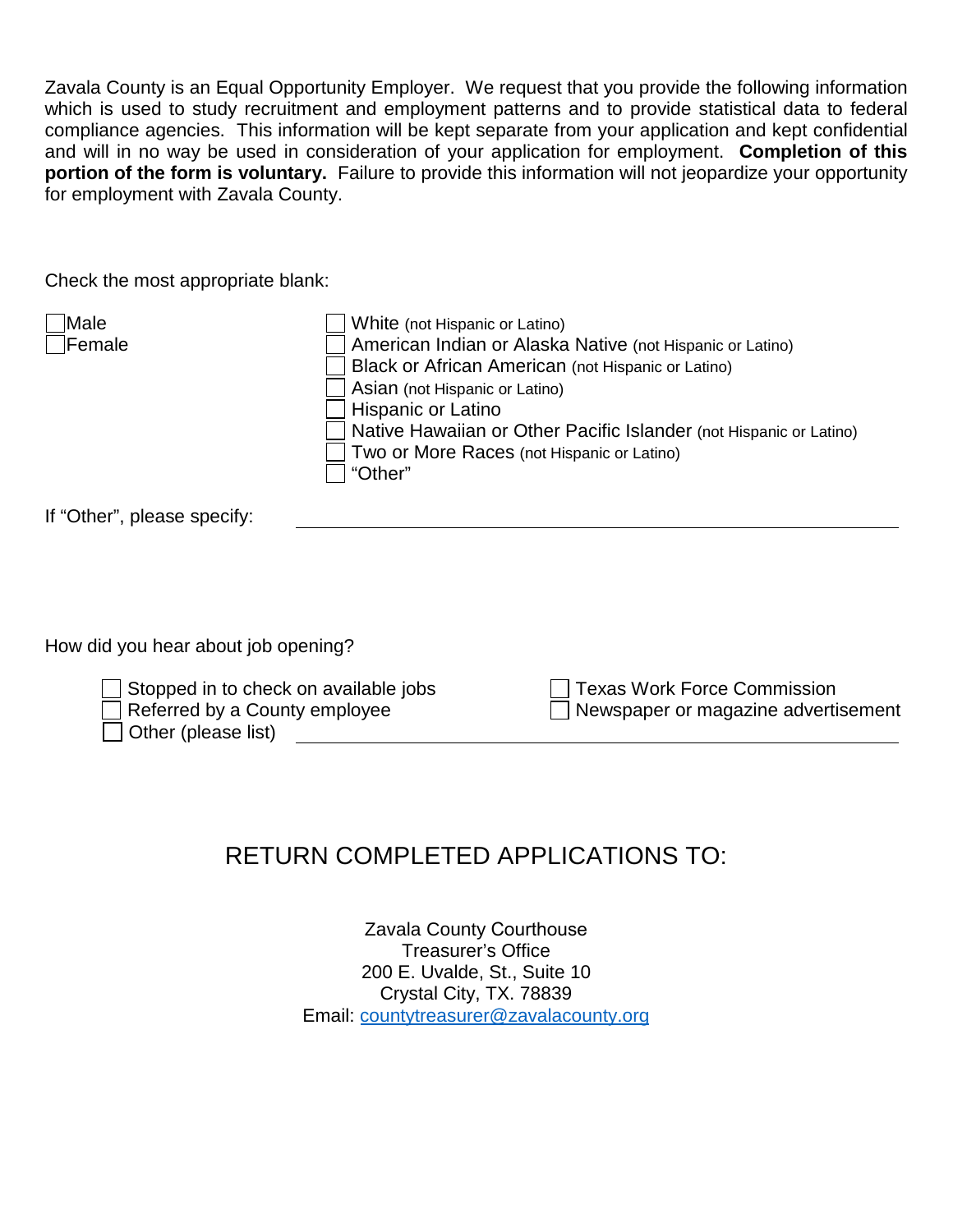Zavala County is an Equal Opportunity Employer. We request that you provide the following information which is used to study recruitment and employment patterns and to provide statistical data to federal compliance agencies. This information will be kept separate from your application and kept confidential and will in no way be used in consideration of your application for employment. **Completion of this portion of the form is voluntary.** Failure to provide this information will not jeopardize your opportunity for employment with Zavala County.

Check the most appropriate blank:

- ☐ Male
- ☐ Female

- ☐ White (not Hispanic or Latino)
- ☐ American Indian or Alaska Native (not Hispanic or Latino)
- ☐ Black or African American (not Hispanic or Latino)
- ☐ Asian (not Hispanic or Latino)
- ☐ Hispanic or Latino
- ☐ Native Hawaiian or Other Pacific Islander (not Hispanic or Latino)
- ☐ Two or More Races (not Hispanic or Latino)
- ☐ "Other"

If "Other", please specify: ______________________________

How did you hear about job opening?

- ☐ Stopped in to check on available jobs
- ☐ Referred by a County employee
- ☐ Texas Work Force Commission
- ☐ Newspaper or magazine advertisement
- ☐ Other (please list) ______________________________

## RETURN COMPLETED APPLICATIONS TO:

Zavala County Courthouse
Treasurer's Office
200 E. Uvalde, St., Suite 10
Crystal City, TX. 78839
Email: countytreasurer@zavalacounty.org